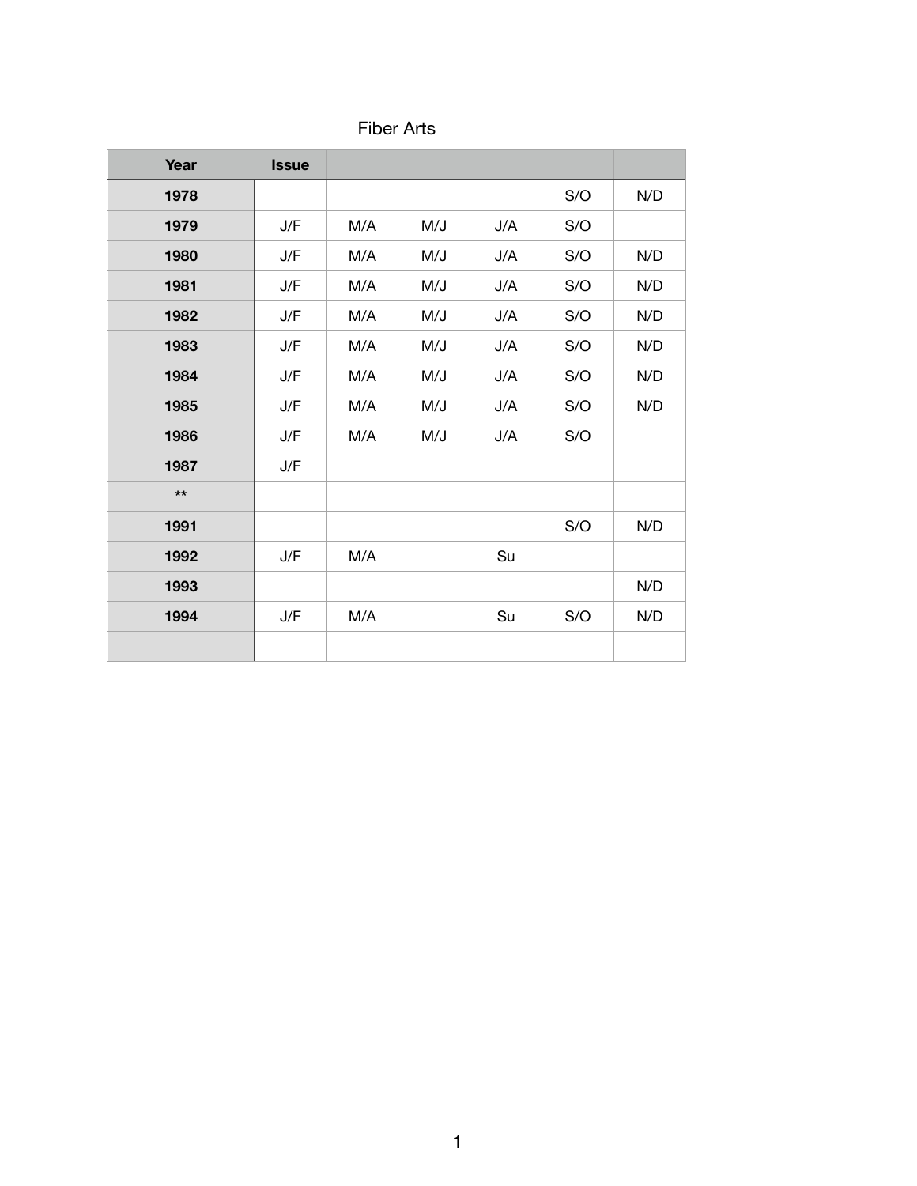# Fiber Arts

| Year | Issue | | | | | |
|---|---|---|---|---|---|---|
| **1978** | | | | | S/O | N/D |
| **1979** | J/F | M/A | M/J | J/A | S/O | |
| **1980** | J/F | M/A | M/J | J/A | S/O | N/D |
| **1981** | J/F | M/A | M/J | J/A | S/O | N/D |
| **1982** | J/F | M/A | M/J | J/A | S/O | N/D |
| **1983** | J/F | M/A | M/J | J/A | S/O | N/D |
| **1984** | J/F | M/A | M/J | J/A | S/O | N/D |
| **1985** | J/F | M/A | M/J | J/A | S/O | N/D |
| **1986** | J/F | M/A | M/J | J/A | S/O | |
| **1987** | J/F | | | | | |
| ** | | | | | | |
| **1991** | | | | | S/O | N/D |
| **1992** | J/F | M/A | | Su | | |
| **1993** | | | | | | N/D |
| **1994** | J/F | M/A | | Su | S/O | N/D |
| | | | | | | |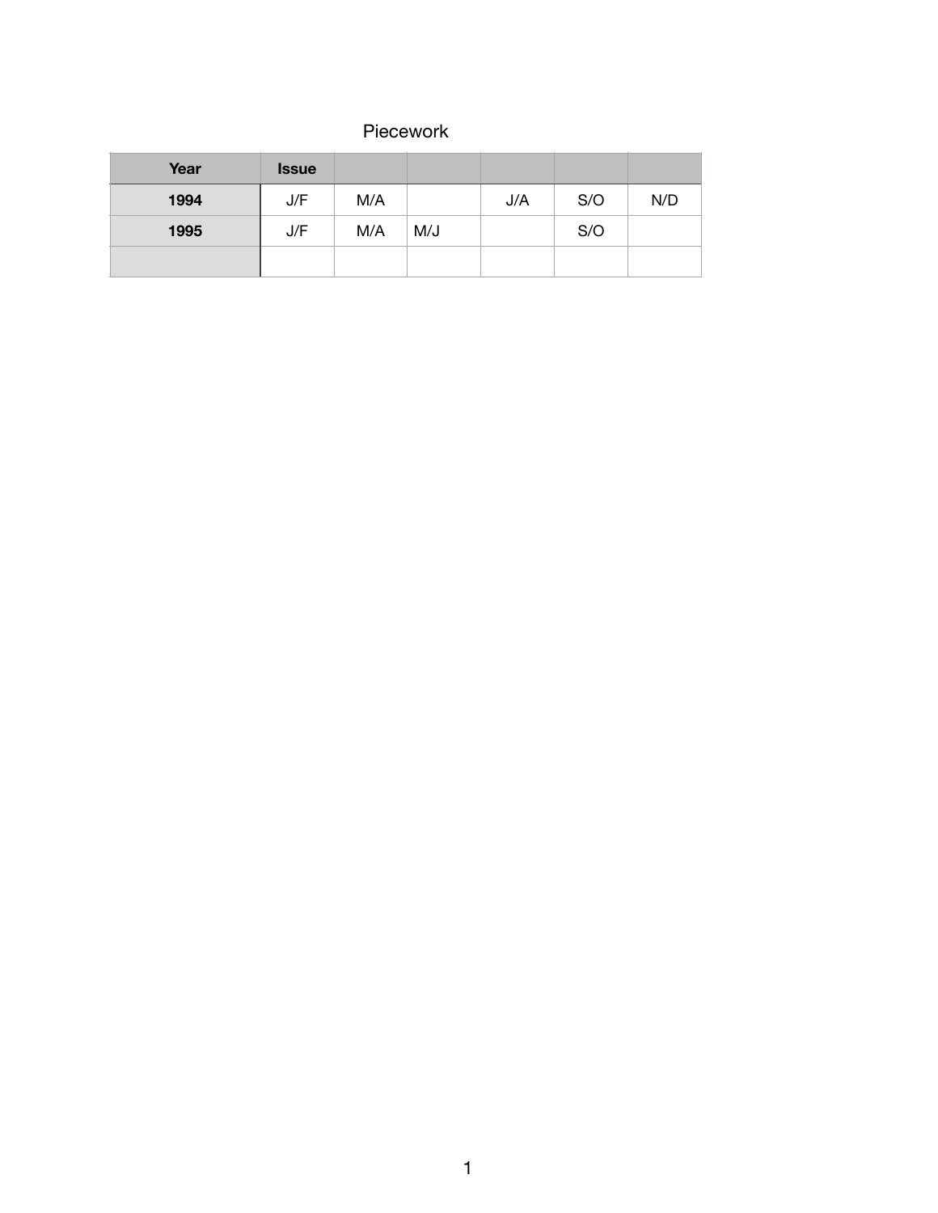Piecework

| Year | Issue | | | | | |
|---|---|---|---|---|---|---|
| 1994 | J/F | M/A | | J/A | S/O | N/D |
| 1995 | J/F | M/A | M/J | | S/O | |
| | | | | | | |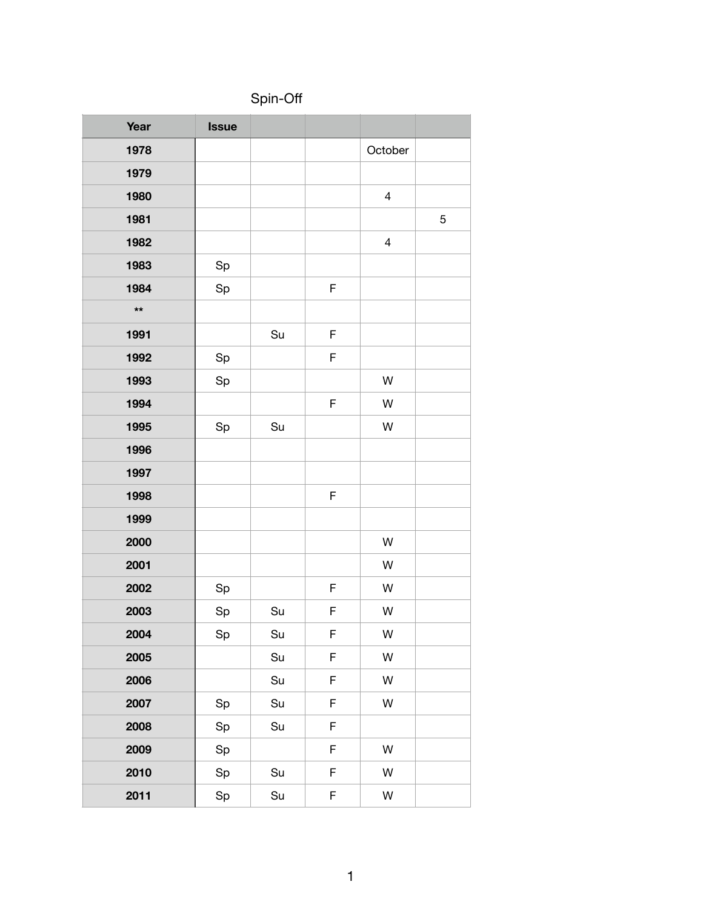Spin-Off

| Year | Issue | | | | |
|---|---|---|---|---|---|
| 1978 | | | | October | |
| 1979 | | | | | |
| 1980 | | | | 4 | |
| 1981 | | | | | 5 |
| 1982 | | | | 4 | |
| 1983 | Sp | | | | |
| 1984 | Sp | | F | | |
| ** | | | | | |
| 1991 | | Su | F | | |
| 1992 | Sp | | F | | |
| 1993 | Sp | | | W | |
| 1994 | | | F | W | |
| 1995 | Sp | Su | | W | |
| 1996 | | | | | |
| 1997 | | | | | |
| 1998 | | | F | | |
| 1999 | | | | | |
| 2000 | | | | W | |
| 2001 | | | | W | |
| 2002 | Sp | | F | W | |
| 2003 | Sp | Su | F | W | |
| 2004 | Sp | Su | F | W | |
| 2005 | | Su | F | W | |
| 2006 | | Su | F | W | |
| 2007 | Sp | Su | F | W | |
| 2008 | Sp | Su | F | | |
| 2009 | Sp | | F | W | |
| 2010 | Sp | Su | F | W | |
| 2011 | Sp | Su | F | W | |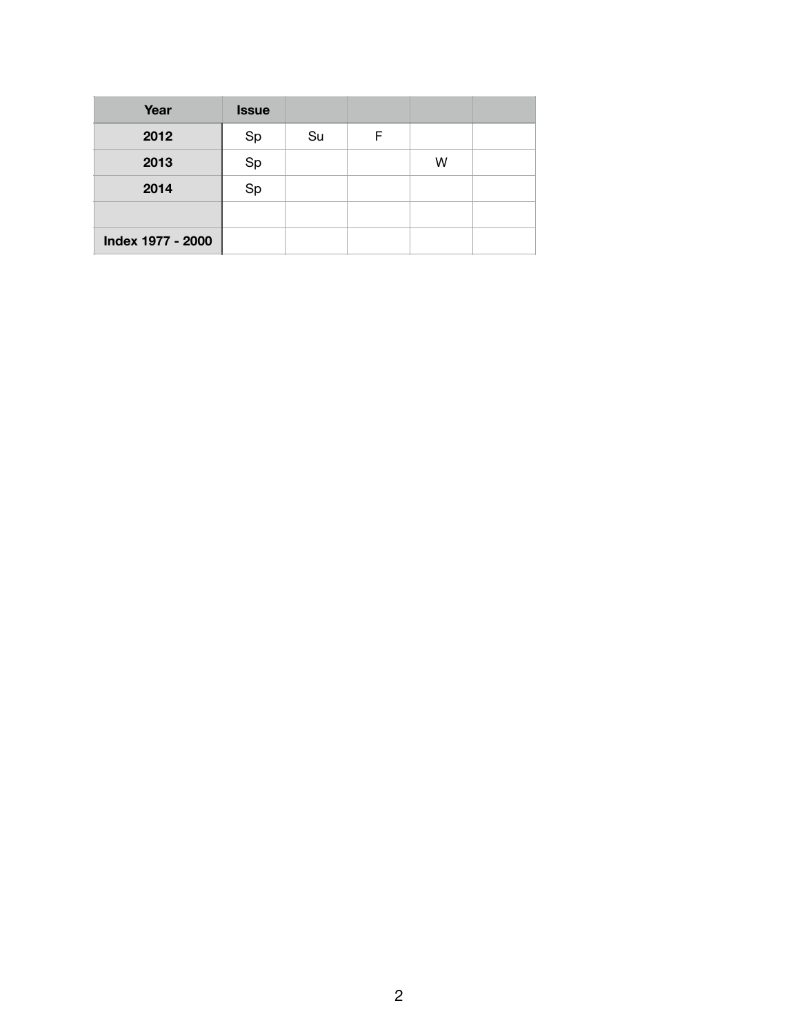| Year | Issue | | | | |
|---|---|---|---|---|---|
| 2012 | Sp | Su | F | | |
| 2013 | Sp | | | W | |
| 2014 | Sp | | | | |
| | | | | | |
| Index 1977 - 2000 | | | | | |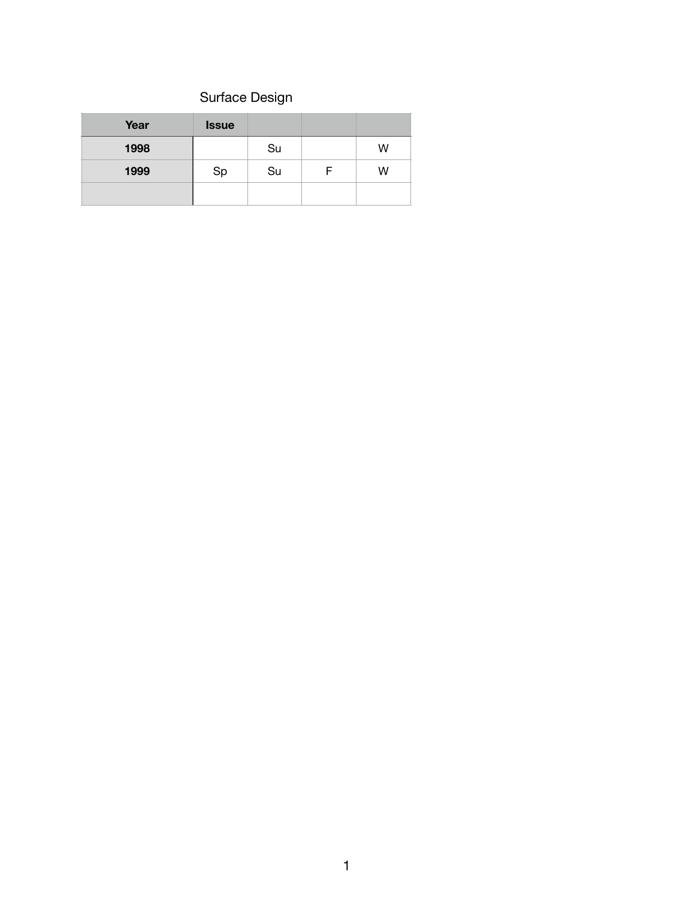Surface Design

| Year | Issue | | | |
|---|---|---|---|---|
| 1998 | | Su | | W |
| 1999 | Sp | Su | F | W |
| | | | | |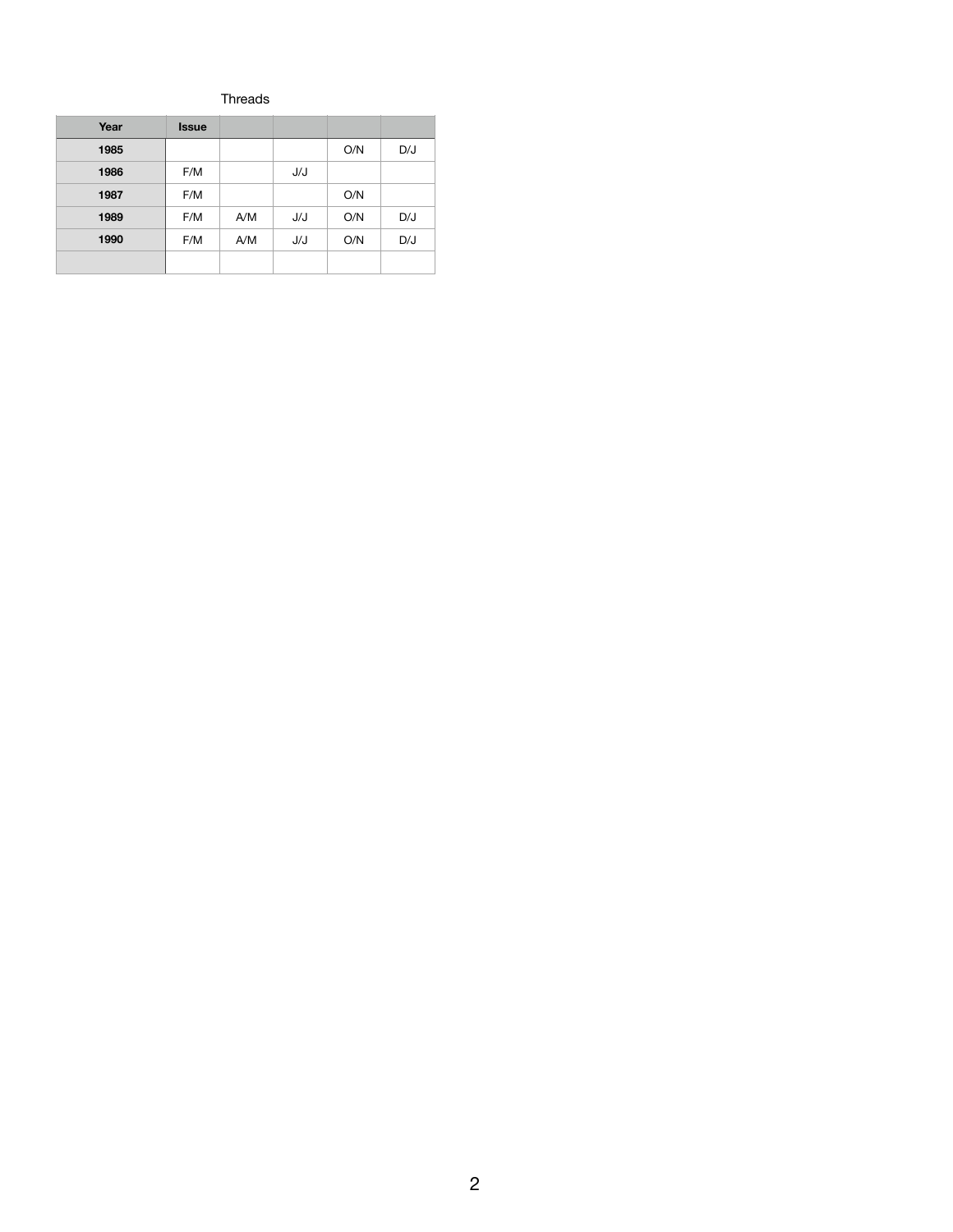Threads

| Year | Issue | | | | |
|---|---|---|---|---|---|
| 1985 | | | | O/N | D/J |
| 1986 | F/M | | J/J | | |
| 1987 | F/M | | | O/N | |
| 1989 | F/M | A/M | J/J | O/N | D/J |
| 1990 | F/M | A/M | J/J | O/N | D/J |
| | | | | | |